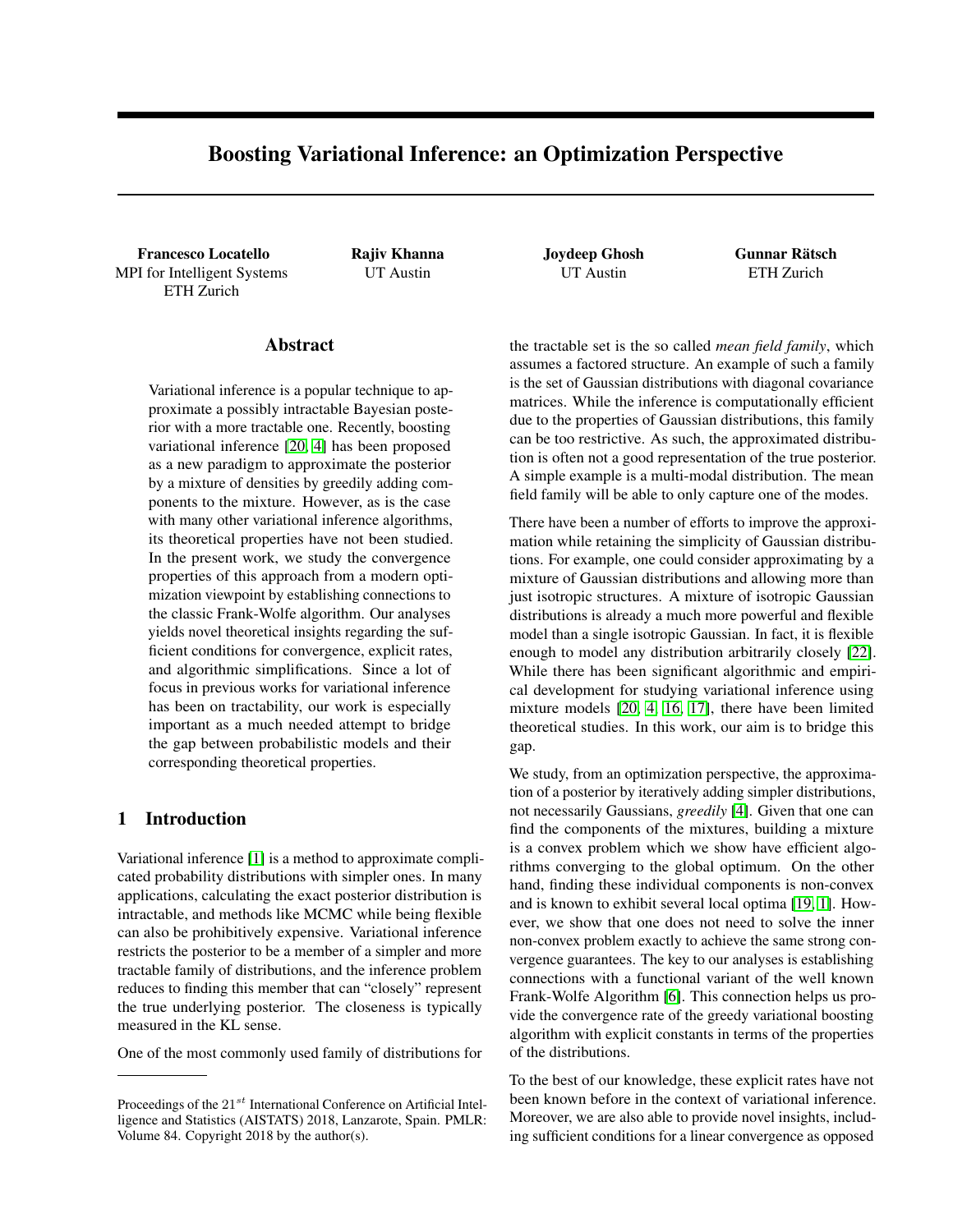# Boosting Variational Inference: an Optimization Perspective

**Francesco Locatello**
MPI for Intelligent Systems
ETH Zurich

**Rajiv Khanna**
UT Austin

**Joydeep Ghosh**
UT Austin

**Gunnar Rätsch**
ETH Zurich

## Abstract

Variational inference is a popular technique to approximate a possibly intractable Bayesian posterior with a more tractable one. Recently, boosting variational inference [20, 4] has been proposed as a new paradigm to approximate the posterior by a mixture of densities by greedily adding components to the mixture. However, as is the case with many other variational inference algorithms, its theoretical properties have not been studied. In the present work, we study the convergence properties of this approach from a modern optimization viewpoint by establishing connections to the classic Frank-Wolfe algorithm. Our analyses yields novel theoretical insights regarding the sufficient conditions for convergence, explicit rates, and algorithmic simplifications. Since a lot of focus in previous works for variational inference has been on tractability, our work is especially important as a much needed attempt to bridge the gap between probabilistic models and their corresponding theoretical properties.

## 1 Introduction

Variational inference [1] is a method to approximate complicated probability distributions with simpler ones. In many applications, calculating the exact posterior distribution is intractable, and methods like MCMC while being flexible can also be prohibitively expensive. Variational inference restricts the posterior to be a member of a simpler and more tractable family of distributions, and the inference problem reduces to finding this member that can "closely" represent the true underlying posterior. The closeness is typically measured in the KL sense.

One of the most commonly used family of distributions for the tractable set is the so called *mean field family*, which assumes a factored structure. An example of such a family is the set of Gaussian distributions with diagonal covariance matrices. While the inference is computationally efficient due to the properties of Gaussian distributions, this family can be too restrictive. As such, the approximated distribution is often not a good representation of the true posterior. A simple example is a multi-modal distribution. The mean field family will be able to only capture one of the modes.

There have been a number of efforts to improve the approximation while retaining the simplicity of Gaussian distributions. For example, one could consider approximating by a mixture of Gaussian distributions and allowing more than just isotropic structures. A mixture of isotropic Gaussian distributions is already a much more powerful and flexible model than a single isotropic Gaussian. In fact, it is flexible enough to model any distribution arbitrarily closely [22]. While there has been significant algorithmic and empirical development for studying variational inference using mixture models [20, 4, 16, 17], there have been limited theoretical studies. In this work, our aim is to bridge this gap.

We study, from an optimization perspective, the approximation of a posterior by iteratively adding simpler distributions, not necessarily Gaussians, *greedily* [4]. Given that one can find the components of the mixtures, building a mixture is a convex problem which we show have efficient algorithms converging to the global optimum. On the other hand, finding these individual components is non-convex and is known to exhibit several local optima [19, 1]. However, we show that one does not need to solve the inner non-convex problem exactly to achieve the same strong convergence guarantees. The key to our analyses is establishing connections with a functional variant of the well known Frank-Wolfe Algorithm [6]. This connection helps us provide the convergence rate of the greedy variational boosting algorithm with explicit constants in terms of the properties of the distributions.

To the best of our knowledge, these explicit rates have not been known before in the context of variational inference. Moreover, we are also able to provide novel insights, including sufficient conditions for a linear convergence as opposed

Proceedings of the 21$^{st}$ International Conference on Artificial Intelligence and Statistics (AISTATS) 2018, Lanzarote, Spain. PMLR: Volume 84. Copyright 2018 by the author(s).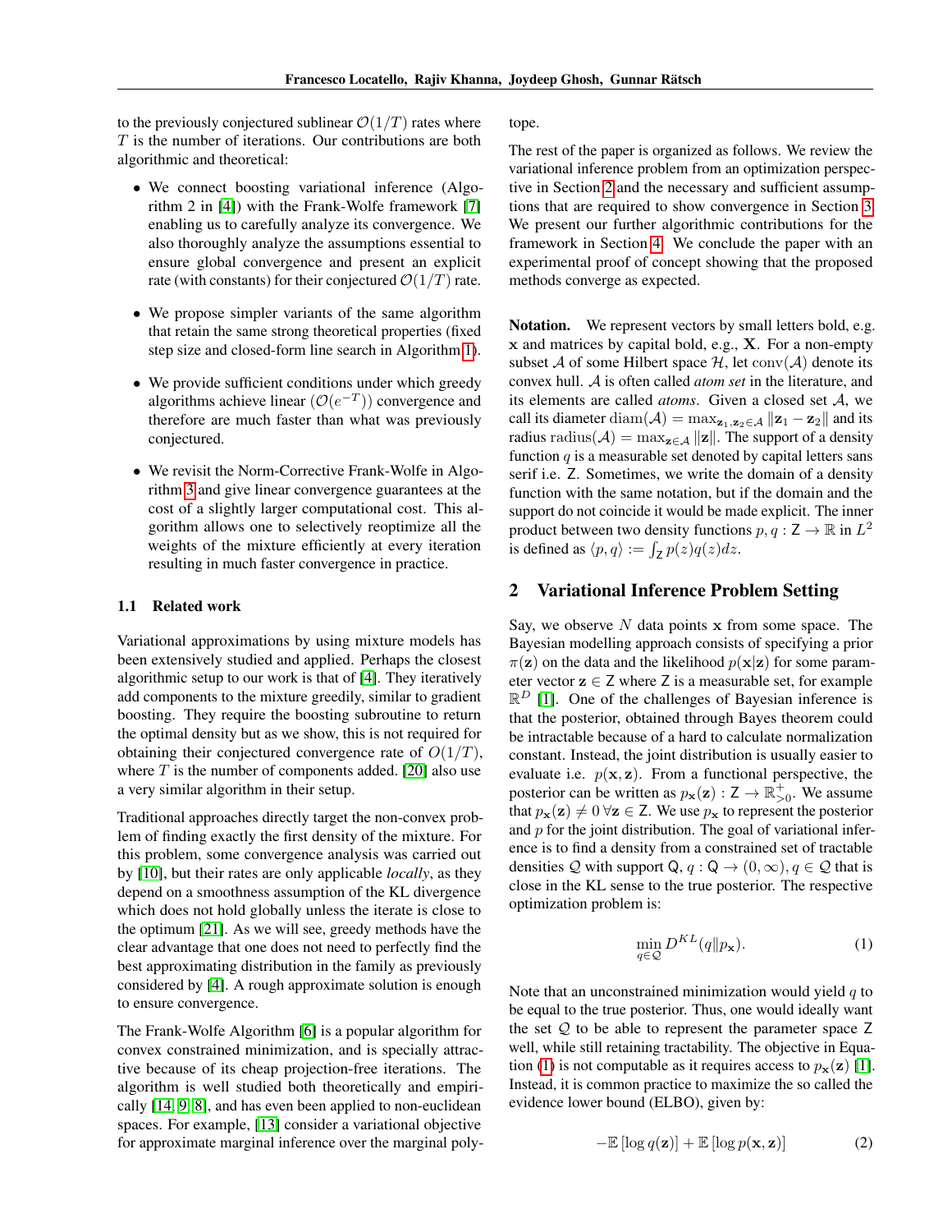to the previously conjectured sublinear $\mathcal{O}(1/T)$ rates where $T$ is the number of iterations. Our contributions are both algorithmic and theoretical:

- We connect boosting variational inference (Algorithm 2 in [4]) with the Frank-Wolfe framework [7] enabling us to carefully analyze its convergence. We also thoroughly analyze the assumptions essential to ensure global convergence and present an explicit rate (with constants) for their conjectured $\mathcal{O}(1/T)$ rate.
- We propose simpler variants of the same algorithm that retain the same strong theoretical properties (fixed step size and closed-form line search in Algorithm 1).
- We provide sufficient conditions under which greedy algorithms achieve linear ($\mathcal{O}(e^{-T})$) convergence and therefore are much faster than what was previously conjectured.
- We revisit the Norm-Corrective Frank-Wolfe in Algorithm 3 and give linear convergence guarantees at the cost of a slightly larger computational cost. This algorithm allows one to selectively reoptimize all the weights of the mixture efficiently at every iteration resulting in much faster convergence in practice.

### 1.1 Related work

Variational approximations by using mixture models has been extensively studied and applied. Perhaps the closest algorithmic setup to our work is that of [4]. They iteratively add components to the mixture greedily, similar to gradient boosting. They require the boosting subroutine to return the optimal density but as we show, this is not required for obtaining their conjectured convergence rate of $O(1/T)$, where $T$ is the number of components added. [20] also use a very similar algorithm in their setup.

Traditional approaches directly target the non-convex problem of finding exactly the first density of the mixture. For this problem, some convergence analysis was carried out by [10], but their rates are only applicable *locally*, as they depend on a smoothness assumption of the KL divergence which does not hold globally unless the iterate is close to the optimum [21]. As we will see, greedy methods have the clear advantage that one does not need to perfectly find the best approximating distribution in the family as previously considered by [4]. A rough approximate solution is enough to ensure convergence.

The Frank-Wolfe Algorithm [6] is a popular algorithm for convex constrained minimization, and is specially attractive because of its cheap projection-free iterations. The algorithm is well studied both theoretically and empirically [14, 9, 8], and has even been applied to non-euclidean spaces. For example, [13] consider a variational objective for approximate marginal inference over the marginal polytope.

The rest of the paper is organized as follows. We review the variational inference problem from an optimization perspective in Section 2 and the necessary and sufficient assumptions that are required to show convergence in Section 3. We present our further algorithmic contributions for the framework in Section 4. We conclude the paper with an experimental proof of concept showing that the proposed methods converge as expected.

**Notation.** We represent vectors by small letters bold, e.g. $\mathbf{x}$ and matrices by capital bold, e.g., $\mathbf{X}$. For a non-empty subset $\mathcal{A}$ of some Hilbert space $\mathcal{H}$, let $\operatorname{conv}(\mathcal{A})$ denote its convex hull. $\mathcal{A}$ is often called *atom set* in the literature, and its elements are called *atoms*. Given a closed set $\mathcal{A}$, we call its diameter $\operatorname{diam}(\mathcal{A}) = \max_{\mathbf{z}_1, \mathbf{z}_2 \in \mathcal{A}} \|\mathbf{z}_1 - \mathbf{z}_2\|$ and its radius $\operatorname{radius}(\mathcal{A}) = \max_{\mathbf{z} \in \mathcal{A}} \|\mathbf{z}\|$. The support of a density function $q$ is a measurable set denoted by capital letters sans serif i.e. $\mathsf{Z}$. Sometimes, we write the domain of a density function with the same notation, but if the domain and the support do not coincide it would be made explicit. The inner product between two density functions $p, q : \mathsf{Z} \to \mathbb{R}$ in $L^2$ is defined as $\langle p, q \rangle := \int_{\mathsf{Z}} p(z) q(z) dz$.

## 2 Variational Inference Problem Setting

Say, we observe $N$ data points $\mathbf{x}$ from some space. The Bayesian modelling approach consists of specifying a prior $\pi(\mathbf{z})$ on the data and the likelihood $p(\mathbf{x}|\mathbf{z})$ for some parameter vector $\mathbf{z} \in \mathsf{Z}$ where $\mathsf{Z}$ is a measurable set, for example $\mathbb{R}^D$ [1]. One of the challenges of Bayesian inference is that the posterior, obtained through Bayes theorem could be intractable because of a hard to calculate normalization constant. Instead, the joint distribution is usually easier to evaluate i.e. $p(\mathbf{x}, \mathbf{z})$. From a functional perspective, the posterior can be written as $p_{\mathbf{x}}(\mathbf{z}) : \mathsf{Z} \to \mathbb{R}^+_{>0}$. We assume that $p_{\mathbf{x}}(\mathbf{z}) \neq 0 \; \forall \mathbf{z} \in \mathsf{Z}$. We use $p_{\mathbf{x}}$ to represent the posterior and $p$ for the joint distribution. The goal of variational inference is to find a density from a constrained set of tractable densities $\mathcal{Q}$ with support $\mathsf{Q}$, $q : \mathsf{Q} \to (0, \infty), q \in \mathcal{Q}$ that is close in the KL sense to the true posterior. The respective optimization problem is:

$$\min_{q \in \mathcal{Q}} D^{KL}(q \| p_{\mathbf{x}}). \tag{1}$$

Note that an unconstrained minimization would yield $q$ to be equal to the true posterior. Thus, one would ideally want the set $\mathcal{Q}$ to be able to represent the parameter space $\mathsf{Z}$ well, while still retaining tractability. The objective in Equation (1) is not computable as it requires access to $p_{\mathbf{x}}(\mathbf{z})$ [1]. Instead, it is common practice to maximize the so called the evidence lower bound (ELBO), given by:

$$-\mathbb{E}\left[\log q(\mathbf{z})\right] + \mathbb{E}\left[\log p(\mathbf{x}, \mathbf{z})\right] \tag{2}$$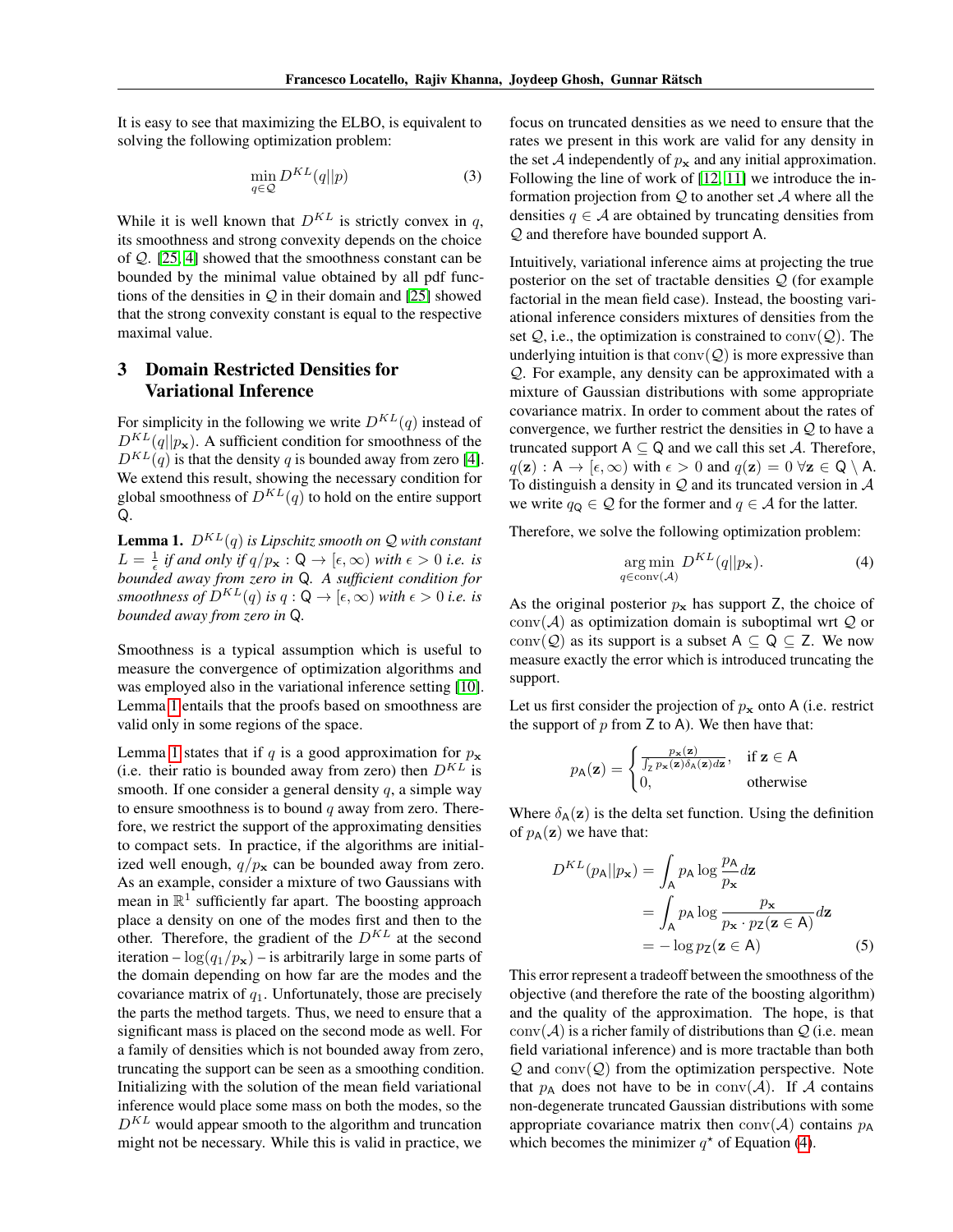It is easy to see that maximizing the ELBO, is equivalent to solving the following optimization problem:

$$\min_{q \in \mathcal{Q}} D^{KL}(q||p) \tag{3}$$

While it is well known that $D^{KL}$ is strictly convex in $q$, its smoothness and strong convexity depends on the choice of $\mathcal{Q}$. [25, 4] showed that the smoothness constant can be bounded by the minimal value obtained by all pdf functions of the densities in $\mathcal{Q}$ in their domain and [25] showed that the strong convexity constant is equal to the respective maximal value.

## 3 Domain Restricted Densities for Variational Inference

For simplicity in the following we write $D^{KL}(q)$ instead of $D^{KL}(q||p_{\mathbf{x}})$. A sufficient condition for smoothness of the $D^{KL}(q)$ is that the density $q$ is bounded away from zero [4]. We extend this result, showing the necessary condition for global smoothness of $D^{KL}(q)$ to hold on the entire support $\mathsf{Q}$.

**Lemma 1.** *$D^{KL}(q)$ is Lipschitz smooth on $\mathcal{Q}$ with constant $L = \frac{1}{\epsilon}$ if and only if $q/p_{\mathbf{x}} : \mathsf{Q} \to [\epsilon, \infty)$ with $\epsilon > 0$ i.e. is bounded away from zero in $\mathsf{Q}$. A sufficient condition for smoothness of $D^{KL}(q)$ is $q : \mathsf{Q} \to [\epsilon, \infty)$ with $\epsilon > 0$ i.e. is bounded away from zero in $\mathsf{Q}$.*

Smoothness is a typical assumption which is useful to measure the convergence of optimization algorithms and was employed also in the variational inference setting [10]. Lemma 1 entails that the proofs based on smoothness are valid only in some regions of the space.

Lemma 1 states that if $q$ is a good approximation for $p_{\mathbf{x}}$ (i.e. their ratio is bounded away from zero) then $D^{KL}$ is smooth. If one consider a general density $q$, a simple way to ensure smoothness is to bound $q$ away from zero. Therefore, we restrict the support of the approximating densities to compact sets. In practice, if the algorithms are initialized well enough, $q/p_{\mathbf{x}}$ can be bounded away from zero. As an example, consider a mixture of two Gaussians with mean in $\mathbb{R}^1$ sufficiently far apart. The boosting approach place a density on one of the modes first and then to the other. Therefore, the gradient of the $D^{KL}$ at the second iteration – $\log(q_1/p_{\mathbf{x}})$ – is arbitrarily large in some parts of the domain depending on how far are the modes and the covariance matrix of $q_1$. Unfortunately, those are precisely the parts the method targets. Thus, we need to ensure that a significant mass is placed on the second mode as well. For a family of densities which is not bounded away from zero, truncating the support can be seen as a smoothing condition. Initializing with the solution of the mean field variational inference would place some mass on both the modes, so the $D^{KL}$ would appear smooth to the algorithm and truncation might not be necessary. While this is valid in practice, we focus on truncated densities as we need to ensure that the rates we present in this work are valid for any density in the set $\mathcal{A}$ independently of $p_{\mathbf{x}}$ and any initial approximation. Following the line of work of [12, 11] we introduce the information projection from $\mathcal{Q}$ to another set $\mathcal{A}$ where all the densities $q \in \mathcal{A}$ are obtained by truncating densities from $\mathcal{Q}$ and therefore have bounded support $\mathsf{A}$.

Intuitively, variational inference aims at projecting the true posterior on the set of tractable densities $\mathcal{Q}$ (for example factorial in the mean field case). Instead, the boosting variational inference considers mixtures of densities from the set $\mathcal{Q}$, i.e., the optimization is constrained to $\text{conv}(\mathcal{Q})$. The underlying intuition is that $\text{conv}(\mathcal{Q})$ is more expressive than $\mathcal{Q}$. For example, any density can be approximated with a mixture of Gaussian distributions with some appropriate covariance matrix. In order to comment about the rates of convergence, we further restrict the densities in $\mathcal{Q}$ to have a truncated support $\mathsf{A} \subseteq \mathsf{Q}$ and we call this set $\mathcal{A}$. Therefore, $q(\mathbf{z}) : \mathsf{A} \to [\epsilon, \infty)$ with $\epsilon > 0$ and $q(\mathbf{z}) = 0 \ \forall \mathbf{z} \in \mathsf{Q} \setminus \mathsf{A}$. To distinguish a density in $\mathcal{Q}$ and its truncated version in $\mathcal{A}$ we write $q_{\mathsf{Q}} \in \mathcal{Q}$ for the former and $q \in \mathcal{A}$ for the latter.

Therefore, we solve the following optimization problem:

$$\underset{q \in \text{conv}(\mathcal{A})}{\arg\min} \ D^{KL}(q||p_{\mathbf{x}}). \tag{4}$$

As the original posterior $p_{\mathbf{x}}$ has support $\mathsf{Z}$, the choice of $\text{conv}(\mathcal{A})$ as optimization domain is suboptimal wrt $\mathcal{Q}$ or $\text{conv}(\mathcal{Q})$ as its support is a subset $\mathsf{A} \subseteq \mathsf{Q} \subseteq \mathsf{Z}$. We now measure exactly the error which is introduced truncating the support.

Let us first consider the projection of $p_{\mathbf{x}}$ onto $\mathsf{A}$ (i.e. restrict the support of $p$ from $\mathsf{Z}$ to $\mathsf{A}$). We then have that:

$$p_{\mathsf{A}}(\mathbf{z}) = \begin{cases} \frac{p_{\mathbf{x}}(\mathbf{z})}{\int_{\mathsf{Z}} p_{\mathbf{x}}(\mathbf{z}) \delta_{\mathsf{A}}(\mathbf{z}) d\mathbf{z}}, & \text{if } \mathbf{z} \in \mathsf{A} \\ 0, & \text{otherwise} \end{cases}$$

Where $\delta_{\mathsf{A}}(\mathbf{z})$ is the delta set function. Using the definition of $p_{\mathsf{A}}(\mathbf{z})$ we have that:

$$\begin{aligned} D^{KL}(p_{\mathsf{A}}||p_{\mathbf{x}}) &= \int_{\mathsf{A}} p_{\mathsf{A}} \log \frac{p_{\mathsf{A}}}{p_{\mathbf{x}}} d\mathbf{z} \\ &= \int_{\mathsf{A}} p_{\mathsf{A}} \log \frac{p_{\mathbf{x}}}{p_{\mathbf{x}} \cdot p_{\mathsf{Z}}(\mathbf{z} \in \mathsf{A})} d\mathbf{z} \\ &= -\log p_{\mathsf{Z}}(\mathbf{z} \in \mathsf{A}) \end{aligned} \tag{5}$$

This error represent a tradeoff between the smoothness of the objective (and therefore the rate of the boosting algorithm) and the quality of the approximation. The hope, is that $\text{conv}(\mathcal{A})$ is a richer family of distributions than $\mathcal{Q}$ (i.e. mean field variational inference) and is more tractable than both $\mathcal{Q}$ and $\text{conv}(\mathcal{Q})$ from the optimization perspective. Note that $p_{\mathsf{A}}$ does not have to be in $\text{conv}(\mathcal{A})$. If $\mathcal{A}$ contains non-degenerate truncated Gaussian distributions with some appropriate covariance matrix then $\text{conv}(\mathcal{A})$ contains $p_{\mathsf{A}}$ which becomes the minimizer $q^\star$ of Equation (4).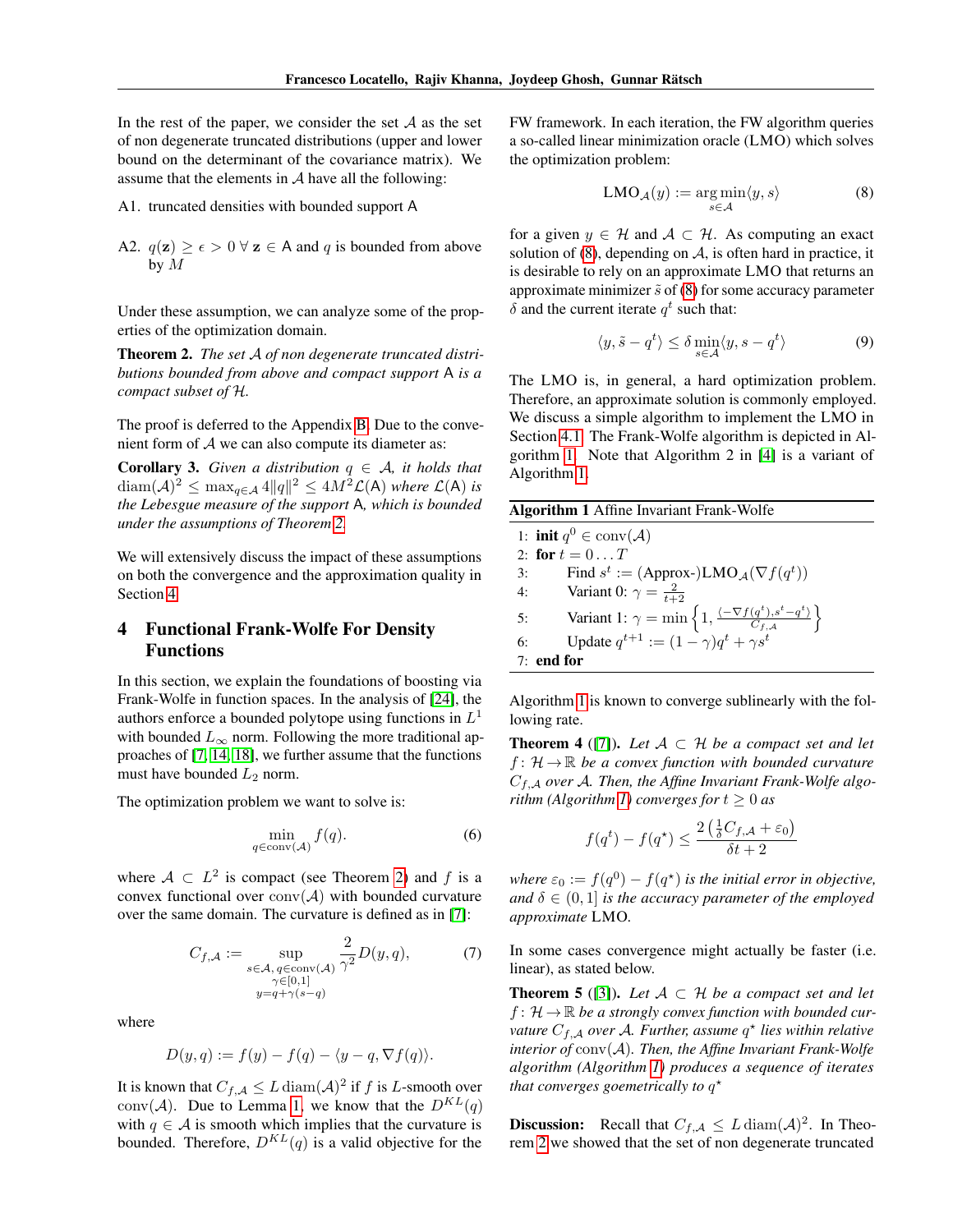In the rest of the paper, we consider the set $\mathcal{A}$ as the set of non degenerate truncated distributions (upper and lower bound on the determinant of the covariance matrix). We assume that the elements in $\mathcal{A}$ have all the following:

A1. truncated densities with bounded support $\mathsf{A}$

A2. $q(\mathbf{z}) \geq \epsilon > 0 \, \forall \, \mathbf{z} \in \mathsf{A}$ and $q$ is bounded from above by $M$

Under these assumption, we can analyze some of the properties of the optimization domain.

**Theorem 2.** *The set $\mathcal{A}$ of non degenerate truncated distributions bounded from above and compact support $\mathsf{A}$ is a compact subset of $\mathcal{H}$.*

The proof is deferred to the Appendix B. Due to the convenient form of $\mathcal{A}$ we can also compute its diameter as:

**Corollary 3.** *Given a distribution $q \in \mathcal{A}$, it holds that $\operatorname{diam}(\mathcal{A})^2 \leq \max_{q \in \mathcal{A}} 4\|q\|^2 \leq 4M^2\mathcal{L}(\mathsf{A})$ where $\mathcal{L}(\mathsf{A})$ is the Lebesgue measure of the support $\mathsf{A}$, which is bounded under the assumptions of Theorem 2.*

We will extensively discuss the impact of these assumptions on both the convergence and the approximation quality in Section 4.

## 4 Functional Frank-Wolfe For Density Functions

In this section, we explain the foundations of boosting via Frank-Wolfe in function spaces. In the analysis of [24], the authors enforce a bounded polytope using functions in $L^1$ with bounded $L_\infty$ norm. Following the more traditional approaches of [7, 14, 18], we further assume that the functions must have bounded $L_2$ norm.

The optimization problem we want to solve is:

$$\min_{q \in \operatorname{conv}(\mathcal{A})} f(q). \tag{6}$$

where $\mathcal{A} \subset L^2$ is compact (see Theorem 2) and $f$ is a convex functional over $\operatorname{conv}(\mathcal{A})$ with bounded curvature over the same domain. The curvature is defined as in [7]:

$$C_{f,\mathcal{A}} := \sup_{\substack{s \in \mathcal{A},\, q \in \operatorname{conv}(\mathcal{A}) \\ \gamma \in [0,1] \\ y = q + \gamma(s - q)}} \frac{2}{\gamma^2} D(y, q), \tag{7}$$

where

$$D(y, q) := f(y) - f(q) - \langle y - q, \nabla f(q) \rangle.$$

It is known that $C_{f,\mathcal{A}} \leq L \operatorname{diam}(\mathcal{A})^2$ if $f$ is $L$-smooth over $\operatorname{conv}(\mathcal{A})$. Due to Lemma 1, we know that the $D^{KL}(q)$ with $q \in \mathcal{A}$ is smooth which implies that the curvature is bounded. Therefore, $D^{KL}(q)$ is a valid objective for the FW framework. In each iteration, the FW algorithm queries a so-called linear minimization oracle (LMO) which solves the optimization problem:

$$\operatorname{LMO}_{\mathcal{A}}(y) := \arg\min_{s \in \mathcal{A}} \langle y, s \rangle \tag{8}$$

for a given $y \in \mathcal{H}$ and $\mathcal{A} \subset \mathcal{H}$. As computing an exact solution of (8), depending on $\mathcal{A}$, is often hard in practice, it is desirable to rely on an approximate LMO that returns an approximate minimizer $\tilde{s}$ of (8) for some accuracy parameter $\delta$ and the current iterate $q^t$ such that:

$$\langle y, \tilde{s} - q^t \rangle \leq \delta \min_{s \in \mathcal{A}} \langle y, s - q^t \rangle \tag{9}$$

The LMO is, in general, a hard optimization problem. Therefore, an approximate solution is commonly employed. We discuss a simple algorithm to implement the LMO in Section 4.1. The Frank-Wolfe algorithm is depicted in Algorithm 1. Note that Algorithm 2 in [4] is a variant of Algorithm 1.

**Algorithm 1** Affine Invariant Frank-Wolfe

```
1: init q^0 ∈ conv(A)
2: for t = 0 ... T
3:     Find s^t := (Approx-)LMO_A(∇f(q^t))
4:     Variant 0: γ = 2/(t+2)
5:     Variant 1: γ = min{1, ⟨−∇f(q^t), s^t − q^t⟩ / C_{f,A}}
6:     Update q^{t+1} := (1 − γ)q^t + γ s^t
7: end for
```

Algorithm 1 is known to converge sublinearly with the following rate.

**Theorem 4** ([7]). *Let $\mathcal{A} \subset \mathcal{H}$ be a compact set and let $f \colon \mathcal{H} \to \mathbb{R}$ be a convex function with bounded curvature $C_{f,\mathcal{A}}$ over $\mathcal{A}$. Then, the Affine Invariant Frank-Wolfe algorithm (Algorithm 1) converges for $t \geq 0$ as*

$$f(q^t) - f(q^\star) \leq \frac{2\left(\frac{1}{\delta}C_{f,\mathcal{A}} + \varepsilon_0\right)}{\delta t + 2}$$

*where $\varepsilon_0 := f(q^0) - f(q^\star)$ is the initial error in objective, and $\delta \in (0, 1]$ is the accuracy parameter of the employed approximate* LMO.

In some cases convergence might actually be faster (i.e. linear), as stated below.

**Theorem 5** ([3]). *Let $\mathcal{A} \subset \mathcal{H}$ be a compact set and let $f \colon \mathcal{H} \to \mathbb{R}$ be a strongly convex function with bounded curvature $C_{f,\mathcal{A}}$ over $\mathcal{A}$. Further, assume $q^\star$ lies within relative interior of $\operatorname{conv}(\mathcal{A})$. Then, the Affine Invariant Frank-Wolfe algorithm (Algorithm 1) produces a sequence of iterates that converges goemetrically to $q^\star$*

**Discussion:** Recall that $C_{f,\mathcal{A}} \leq L \operatorname{diam}(\mathcal{A})^2$. In Theorem 2 we showed that the set of non degenerate truncated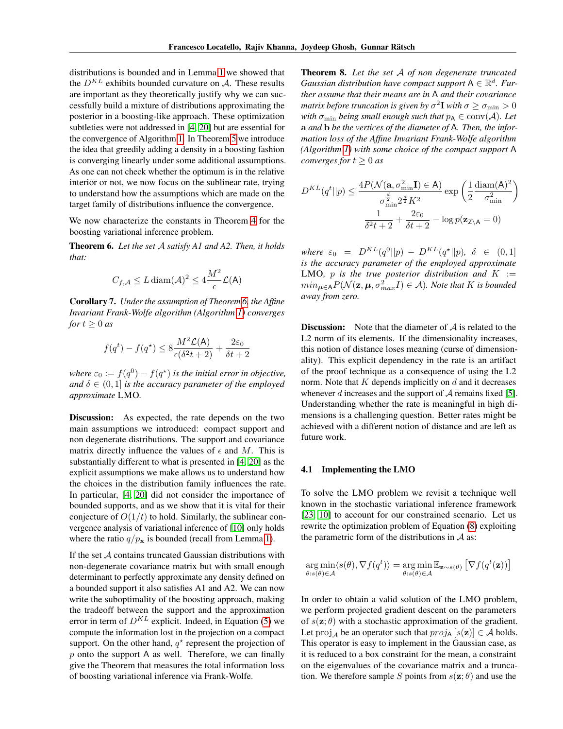distributions is bounded and in Lemma 1 we showed that the $D^{KL}$ exhibits bounded curvature on $\mathcal{A}$. These results are important as they theoretically justify why we can successfully build a mixture of distributions approximating the posterior in a boosting-like approach. These optimization subtleties were not addressed in [4, 20] but are essential for the convergence of Algorithm 1. In Theorem 5 we introduce the idea that greedily adding a density in a boosting fashion is converging linearly under some additional assumptions. As one can not check whether the optimum is in the relative interior or not, we now focus on the sublinear rate, trying to understand how the assumptions which are made on the target family of distributions influence the convergence.

We now characterize the constants in Theorem 4 for the boosting variational inference problem.

**Theorem 6.** *Let the set $\mathcal{A}$ satisfy A1 and A2. Then, it holds that:*

$$C_{f,\mathcal{A}} \leq L\,\mathrm{diam}(\mathcal{A})^2 \leq 4\frac{M^2}{\epsilon}\mathcal{L}(\mathsf{A})$$

**Corollary 7.** *Under the assumption of Theorem 6, the Affine Invariant Frank-Wolfe algorithm (Algorithm 1) converges for $t \geq 0$ as*

$$f(q^t) - f(q^\star) \leq 8\frac{M^2\mathcal{L}(\mathsf{A})}{\epsilon(\delta^2 t + 2)} + \frac{2\varepsilon_0}{\delta t + 2}$$

*where $\varepsilon_0 := f(q^0) - f(q^\star)$ is the initial error in objective, and $\delta \in (0, 1]$ is the accuracy parameter of the employed approximate* LMO*.*

**Discussion:** As expected, the rate depends on the two main assumptions we introduced: compact support and non degenerate distributions. The support and covariance matrix directly influence the values of $\epsilon$ and $M$. This is substantially different to what is presented in [4, 20] as the explicit assumptions we make allows us to understand how the choices in the distribution family influences the rate. In particular, [4, 20] did not consider the importance of bounded supports, and as we show that it is vital for their conjecture of $O(1/t)$ to hold. Similarly, the sublinear convergence analysis of variational inference of [10] only holds where the ratio $q/p_{\mathbf{x}}$ is bounded (recall from Lemma 1).

If the set $\mathcal{A}$ contains truncated Gaussian distributions with non-degenerate covariance matrix but with small enough determinant to perfectly approximate any density defined on a bounded support it also satisfies A1 and A2. We can now write the suboptimality of the boosting approach, making the tradeoff between the support and the approximation error in term of $D^{KL}$ explicit. Indeed, in Equation (5) we compute the information lost in the projection on a compact support. On the other hand, $q^\star$ represent the projection of $p$ onto the support $\mathsf{A}$ as well. Therefore, we can finally give the Theorem that measures the total information loss of boosting variational inference via Frank-Wolfe.

**Theorem 8.** *Let the set $\mathcal{A}$ of non degenerate truncated Gaussian distribution have compact support $\mathsf{A} \in \mathbb{R}^d$. Further assume that their means are in $\mathsf{A}$ and their covariance matrix before truncation is given by $\sigma^2\mathbf{I}$ with $\sigma \geq \sigma_{\min} > 0$ with $\sigma_{\min}$ being small enough such that $p_{\mathsf{A}} \in \mathrm{conv}(\mathcal{A})$. Let $\mathbf{a}$ and $\mathbf{b}$ be the vertices of the diameter of $\mathsf{A}$. Then, the information loss of the Affine Invariant Frank-Wolfe algorithm (Algorithm 1) with some choice of the compact support $\mathsf{A}$ converges for $t \geq 0$ as*

$$D^{KL}(q^t||p) \leq \frac{4P(\mathcal{N}(\mathbf{a}, \sigma_{\min}^2\mathbf{I}) \in \mathsf{A})}{\sigma_{\min}^{\frac{d}{2}} 2^{\frac{d}{2}} K^2}\exp\left(\frac{1}{2}\frac{\mathrm{diam}(\mathsf{A})^2}{\sigma_{\min}^2}\right) \frac{1}{\delta^2 t + 2} + \frac{2\varepsilon_0}{\delta t + 2} - \log p(\mathbf{z}_{\mathsf{Z}\setminus\mathsf{A}} = 0)$$

*where $\varepsilon_0 = D^{KL}(q^0||p) - D^{KL}(q^\star||p)$, $\delta \in (0, 1]$ is the accuracy parameter of the employed approximate* LMO*, $p$ is the true posterior distribution and $K := min_{\boldsymbol{\mu}\in\mathsf{A}} P(\mathcal{N}(\mathbf{z}, \boldsymbol{\mu}, \sigma_{max}^2 I) \in \mathcal{A})$. Note that $K$ is bounded away from zero.*

**Discussion:** Note that the diameter of $\mathcal{A}$ is related to the L2 norm of its elements. If the dimensionality increases, this notion of distance loses meaning (curse of dimensionality). This explicit dependency in the rate is an artifact of the proof technique as a consequence of using the L2 norm. Note that $K$ depends implicitly on $d$ and it decreases whenever $d$ increases and the support of $\mathcal{A}$ remains fixed [5]. Understanding whether the rate is meaningful in high dimensions is a challenging question. Better rates might be achieved with a different notion of distance and are left as future work.

### 4.1 Implementing the LMO

To solve the LMO problem we revisit a technique well known in the stochastic variational inference framework [23, 10] to account for our constrained scenario. Let us rewrite the optimization problem of Equation (8) exploiting the parametric form of the distributions in $\mathcal{A}$ as:

$$\underset{\theta:s(\theta)\in\mathcal{A}}{\arg\min}\langle s(\theta), \nabla f(q^t)\rangle = \underset{\theta:s(\theta)\in\mathcal{A}}{\arg\min}\,\mathbb{E}_{\mathbf{z}\sim s(\theta)}\left[\nabla f(q^t(\mathbf{z}))\right]$$

In order to obtain a valid solution of the LMO problem, we perform projected gradient descent on the parameters of $s(\mathbf{z};\theta)$ with a stochastic approximation of the gradient. Let $\mathrm{proj}_{\mathcal{A}}$ be an operator such that $proj_{\mathsf{A}}[s(\mathbf{z})] \in \mathcal{A}$ holds. This operator is easy to implement in the Gaussian case, as it is reduced to a box constraint for the mean, a constraint on the eigenvalues of the covariance matrix and a truncation. We therefore sample $S$ points from $s(\mathbf{z};\theta)$ and use the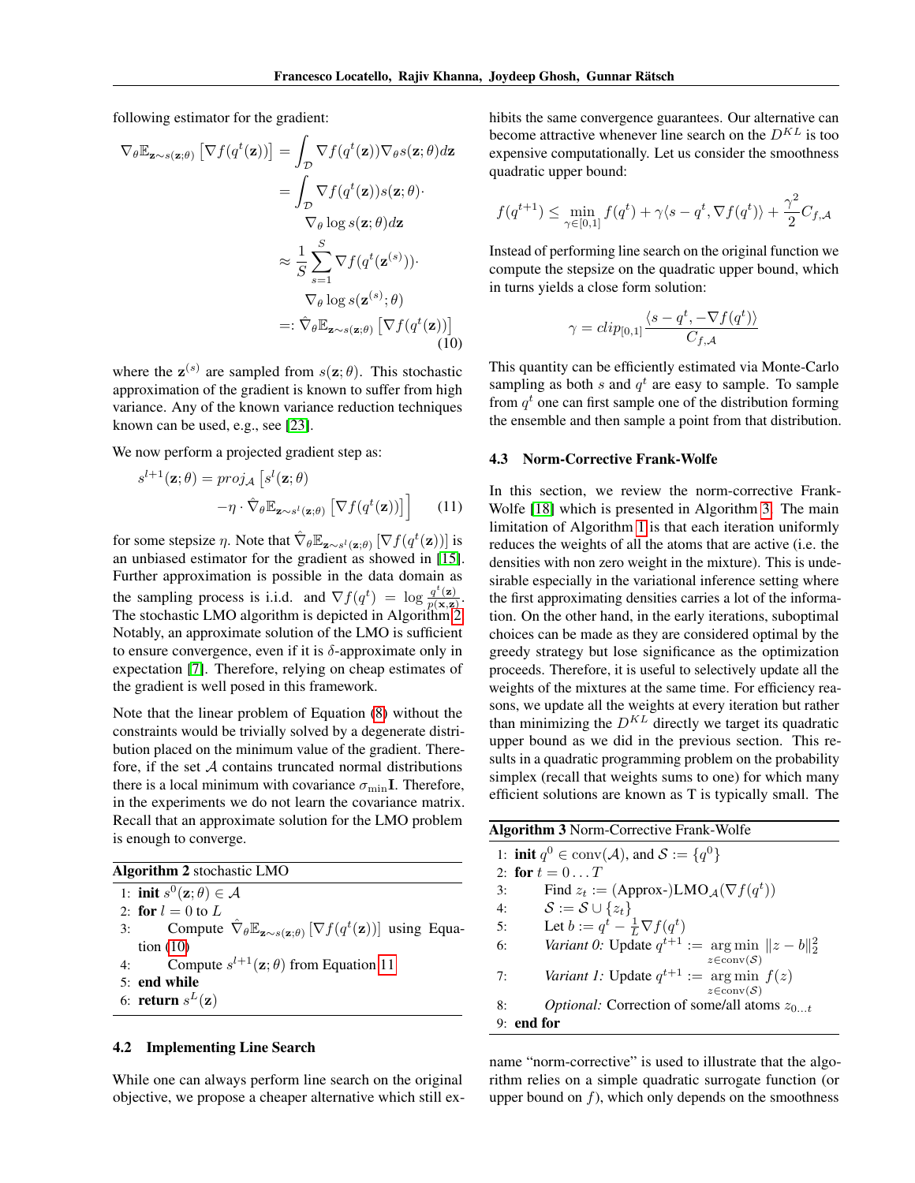following estimator for the gradient:

$$
\begin{aligned}
\nabla_\theta \mathbb{E}_{\mathbf{z}\sim s(\mathbf{z};\theta)} \left[\nabla f(q^t(\mathbf{z}))\right] &= \int_{\mathcal{D}} \nabla f(q^t(\mathbf{z}))\nabla_\theta s(\mathbf{z};\theta) d\mathbf{z} \\
&= \int_{\mathcal{D}} \nabla f(q^t(\mathbf{z})) s(\mathbf{z};\theta) \cdot \\
&\qquad \nabla_\theta \log s(\mathbf{z};\theta) d\mathbf{z} \\
&\approx \frac{1}{S}\sum_{s=1}^{S} \nabla f(q^t(\mathbf{z}^{(s)})) \cdot \\
&\qquad \nabla_\theta \log s(\mathbf{z}^{(s)};\theta) \\
&=: \hat{\nabla}_\theta \mathbb{E}_{\mathbf{z}\sim s(\mathbf{z};\theta)} \left[\nabla f(q^t(\mathbf{z}))\right]
\end{aligned} \tag{10}
$$

where the $\mathbf{z}^{(s)}$ are sampled from $s(\mathbf{z};\theta)$. This stochastic approximation of the gradient is known to suffer from high variance. Any of the known variance reduction techniques known can be used, e.g., see [23].

We now perform a projected gradient step as:

$$
s^{l+1}(\mathbf{z};\theta) = proj_{\mathcal{A}}\Big[s^l(\mathbf{z};\theta) - \eta \cdot \hat{\nabla}_\theta \mathbb{E}_{\mathbf{z}\sim s^l(\mathbf{z};\theta)} \left[\nabla f(q^t(\mathbf{z}))\right]\Big] \tag{11}
$$

for some stepsize $\eta$. Note that $\hat{\nabla}_\theta \mathbb{E}_{\mathbf{z}\sim s^l(\mathbf{z};\theta)} \left[\nabla f(q^t(\mathbf{z}))\right]$ is an unbiased estimator for the gradient as showed in [15]. Further approximation is possible in the data domain as the sampling process is i.i.d. and $\nabla f(q^t) = \log \frac{q^t(\mathbf{z})}{p(\mathbf{x},\mathbf{z})}$. The stochastic LMO algorithm is depicted in Algorithm 2. Notably, an approximate solution of the LMO is sufficient to ensure convergence, even if it is $\delta$-approximate only in expectation [7]. Therefore, relying on cheap estimates of the gradient is well posed in this framework.

Note that the linear problem of Equation (8) without the constraints would be trivially solved by a degenerate distribution placed on the minimum value of the gradient. Therefore, if the set $\mathcal{A}$ contains truncated normal distributions there is a local minimum with covariance $\sigma_{\min}\mathbf{I}$. Therefore, in the experiments we do not learn the covariance matrix. Recall that an approximate solution for the LMO problem is enough to converge.

**Algorithm 2** stochastic LMO

1: **init** $s^0(\mathbf{z};\theta) \in \mathcal{A}$
2: **for** $l = 0$ to $L$
3: Compute $\hat{\nabla}_\theta \mathbb{E}_{\mathbf{z}\sim s(\mathbf{z};\theta)} \left[\nabla f(q^t(\mathbf{z}))\right]$ using Equation (10)
4: Compute $s^{l+1}(\mathbf{z};\theta)$ from Equation 11
5: **end while**
6: **return** $s^L(\mathbf{z})$

### 4.2 Implementing Line Search

While one can always perform line search on the original objective, we propose a cheaper alternative which still exhibits the same convergence guarantees. Our alternative can become attractive whenever line search on the $D^{KL}$ is too expensive computationally. Let us consider the smoothness quadratic upper bound:

$$
f(q^{t+1}) \leq \min_{\gamma\in[0,1]} f(q^t) + \gamma\langle s - q^t, \nabla f(q^t)\rangle + \frac{\gamma^2}{2} C_{f,\mathcal{A}}
$$

Instead of performing line search on the original function we compute the stepsize on the quadratic upper bound, which in turns yields a close form solution:

$$
\gamma = clip_{[0,1]} \frac{\langle s - q^t, -\nabla f(q^t)\rangle}{C_{f,\mathcal{A}}}
$$

This quantity can be efficiently estimated via Monte-Carlo sampling as both $s$ and $q^t$ are easy to sample. To sample from $q^t$ one can first sample one of the distribution forming the ensemble and then sample a point from that distribution.

### 4.3 Norm-Corrective Frank-Wolfe

In this section, we review the norm-corrective Frank-Wolfe [18] which is presented in Algorithm 3. The main limitation of Algorithm 1 is that each iteration uniformly reduces the weights of all the atoms that are active (i.e. the densities with non zero weight in the mixture). This is undesirable especially in the variational inference setting where the first approximating densities carries a lot of the information. On the other hand, in the early iterations, suboptimal choices can be made as they are considered optimal by the greedy strategy but lose significance as the optimization proceeds. Therefore, it is useful to selectively update all the weights of the mixtures at the same time. For efficiency reasons, we update all the weights at every iteration but rather than minimizing the $D^{KL}$ directly we target its quadratic upper bound as we did in the previous section. This results in a quadratic programming problem on the probability simplex (recall that weights sums to one) for which many efficient solutions are known as T is typically small. The name "norm-corrective" is used to illustrate that the algorithm relies on a simple quadratic surrogate function (or upper bound on $f$), which only depends on the smoothness

**Algorithm 3** Norm-Corrective Frank-Wolfe

1: **init** $q^0 \in \text{conv}(\mathcal{A})$, and $\mathcal{S} := \{q^0\}$
2: **for** $t = 0 \ldots T$
3: Find $z_t :=$ (Approx-)LMO$_{\mathcal{A}}(\nabla f(q^t))$
4: $\mathcal{S} := \mathcal{S} \cup \{z_t\}$
5: Let $b := q^t - \frac{1}{L}\nabla f(q^t)$
6: *Variant 0:* Update $q^{t+1} := \underset{z\in\text{conv}(\mathcal{S})}{\arg\min} \|z - b\|_2^2$
7: *Variant 1:* Update $q^{t+1} := \underset{z\in\text{conv}(\mathcal{S})}{\arg\min} f(z)$
8: *Optional:* Correction of some/all atoms $z_{0\ldots t}$
9: **end for**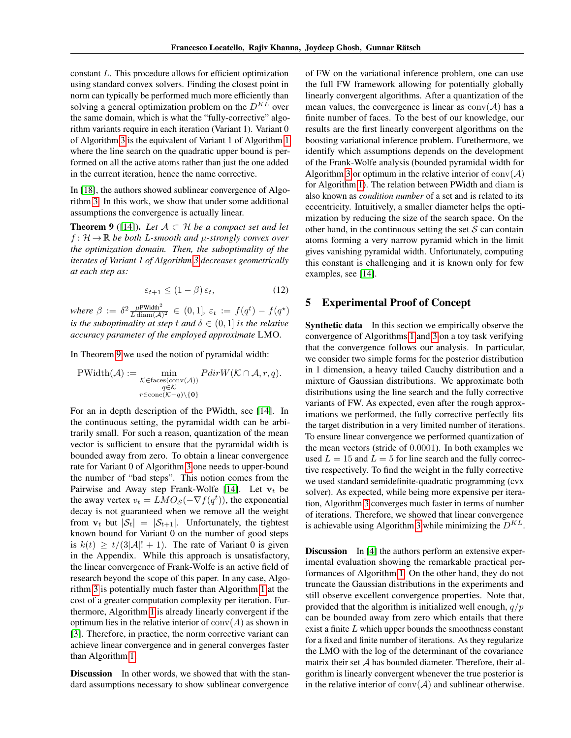constant $L$. This procedure allows for efficient optimization using standard convex solvers. Finding the closest point in norm can typically be performed much more efficiently than solving a general optimization problem on the $D^{KL}$ over the same domain, which is what the "fully-corrective" algorithm variants require in each iteration (Variant 1). Variant 0 of Algorithm 3 is the equivalent of Variant 1 of Algorithm 1 where the line search on the quadratic upper bound is performed on all the active atoms rather than just the one added in the current iteration, hence the name corrective.

In [18], the authors showed sublinear convergence of Algorithm 3. In this work, we show that under some additional assumptions the convergence is actually linear.

**Theorem 9** ([14])**.** *Let $\mathcal{A} \subset \mathcal{H}$ be a compact set and let $f \colon \mathcal{H} \to \mathbb{R}$ be both $L$-smooth and $\mu$-strongly convex over the optimization domain. Then, the suboptimality of the iterates of Variant 1 of Algorithm 3 decreases geometrically at each step as:*

$$\varepsilon_{t+1} \leq (1 - \beta)\, \varepsilon_t, \tag{12}$$

*where $\beta := \delta^2 \frac{\mu \mathrm{PWidth}^2}{L \operatorname{diam}(\mathcal{A})^2} \in (0, 1]$, $\varepsilon_t := f(q^t) - f(q^\star)$ is the suboptimality at step $t$ and $\delta \in (0, 1]$ is the relative accuracy parameter of the employed approximate* LMO*.*

In Theorem 9 we used the notion of pyramidal width:

$$\mathrm{PWidth}(\mathcal{A}) := \min_{\substack{\mathcal{K} \in \mathrm{faces}(\mathrm{conv}(\mathcal{A})) \\ q \in \mathcal{K} \\ r \in \mathrm{cone}(\mathcal{K} - q) \setminus \{\mathbf{0}\}}} PdirW(\mathcal{K} \cap \mathcal{A}, r, q).$$

For an in depth description of the PWidth, see [14]. In the continuous setting, the pyramidal width can be arbitrarily small. For such a reason, quantization of the mean vector is sufficient to ensure that the pyramidal width is bounded away from zero. To obtain a linear convergence rate for Variant 0 of Algorithm 3 one needs to upper-bound the number of "bad steps". This notion comes from the Pairwise and Away step Frank-Wolfe [14]. Let $\mathbf{v}_t$ be the away vertex $v_t = LMO_{\mathcal{S}}(-\nabla f(q^t))$, the exponential decay is not guaranteed when we remove all the weight from $\mathbf{v}_t$ but $|\mathcal{S}_t| = |\mathcal{S}_{t+1}|$. Unfortunately, the tightest known bound for Variant 0 on the number of good steps is $k(t) \geq t/(3|\mathcal{A}|! + 1)$. The rate of Variant 0 is given in the Appendix. While this approach is unsatisfactory, the linear convergence of Frank-Wolfe is an active field of research beyond the scope of this paper. In any case, Algorithm 3 is potentially much faster than Algorithm 1 at the cost of a greater computation complexity per iteration. Furthermore, Algorithm 1 is already linearly convergent if the optimum lies in the relative interior of $\mathrm{conv}(A)$ as shown in [3]. Therefore, in practice, the norm corrective variant can achieve linear convergence and in general converges faster than Algorithm 1.

**Discussion** In other words, we showed that with the standard assumptions necessary to show sublinear convergence of FW on the variational inference problem, one can use the full FW framework allowing for potentially globally linearly convergent algorithms. After a quantization of the mean values, the convergence is linear as $\mathrm{conv}(\mathcal{A})$ has a finite number of faces. To the best of our knowledge, our results are the first linearly convergent algorithms on the boosting variational inference problem. Furethermore, we identify which assumptions depends on the development of the Frank-Wolfe analysis (bounded pyramidal width for Algorithm 3 or optimum in the relative interior of $\mathrm{conv}(\mathcal{A})$ for Algorithm 1). The relation between PWidth and $\mathrm{diam}$ is also known as *condition number* of a set and is related to its eccentricity. Intuitively, a smaller diameter helps the optimization by reducing the size of the search space. On the other hand, in the continuous setting the set $\mathcal{S}$ can contain atoms forming a very narrow pyramid which in the limit gives vanishing pyramidal width. Unfortunately, computing this constant is challenging and it is known only for few examples, see [14].

## 5 Experimental Proof of Concept

**Synthetic data** In this section we empirically observe the convergence of Algorithms 1 and 3 on a toy task verifying that the convergence follows our analysis. In particular, we consider two simple forms for the posterior distribution in 1 dimension, a heavy tailed Cauchy distribution and a mixture of Gaussian distributions. We approximate both distributions using the line search and the fully corrective variants of FW. As expected, even after the rough approximations we performed, the fully corrective perfectly fits the target distribution in a very limited number of iterations. To ensure linear convergence we performed quantization of the mean vectors (stride of $0.0001$). In both examples we used $L = 15$ and $L = 5$ for line search and the fully corrective respectively. To find the weight in the fully corrective we used standard semidefinite-quadratic programming (cvx solver). As expected, while being more expensive per iteration, Algorithm 3 converges much faster in terms of number of iterations. Therefore, we showed that linear convergence is achievable using Algorithm 3 while minimizing the $D^{KL}$.

**Discussion** In [4] the authors perform an extensive experimental evaluation showing the remarkable practical performances of Algorithm 1. On the other hand, they do not truncate the Gaussian distributions in the experiments and still observe excellent convergence properties. Note that, provided that the algorithm is initialized well enough, $q/p$ can be bounded away from zero which entails that there exist a finite $L$ which upper bounds the smoothness constant for a fixed and finite number of iterations. As they regularize the LMO with the log of the determinant of the covariance matrix their set $\mathcal{A}$ has bounded diameter. Therefore, their algorithm is linearly convergent whenever the true posterior is in the relative interior of $\mathrm{conv}(\mathcal{A})$ and sublinear otherwise.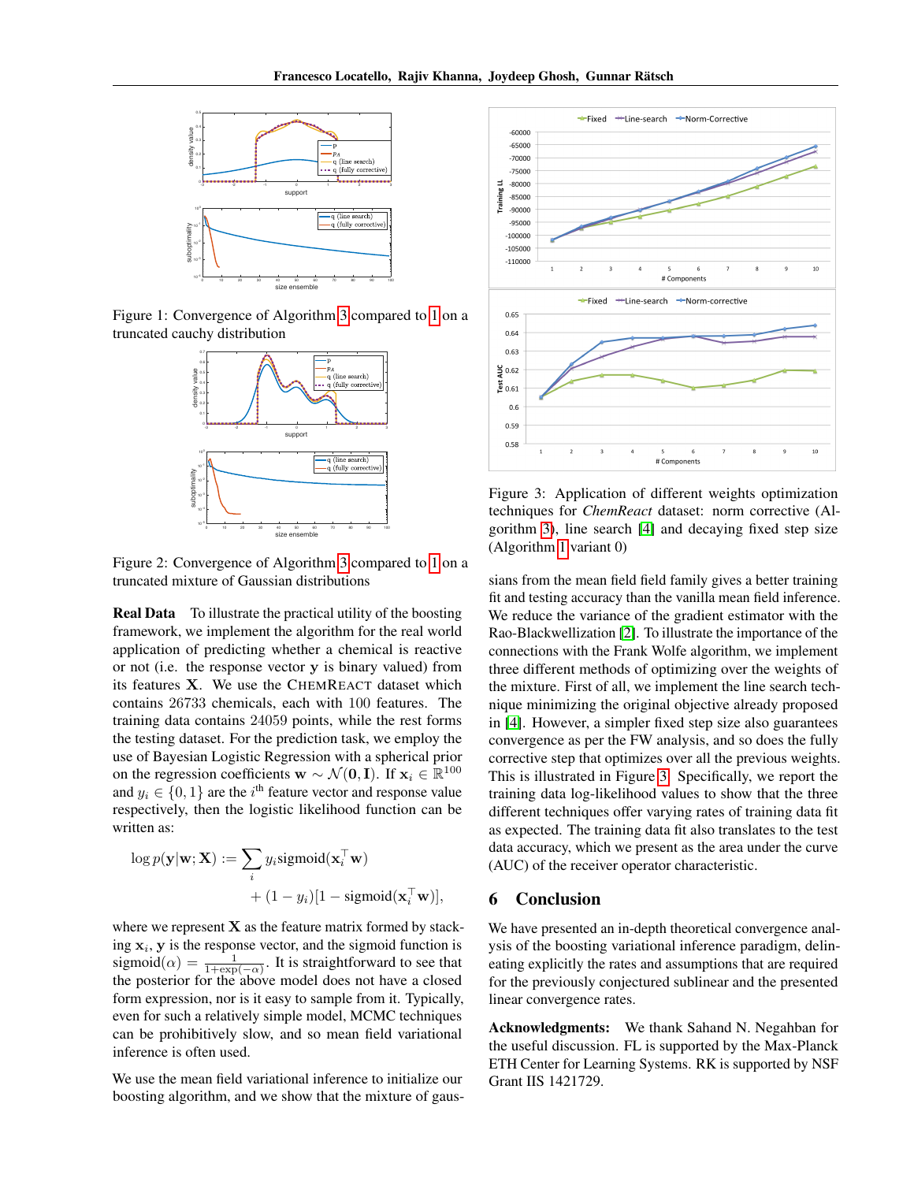Figure 1: Convergence of Algorithm 3 compared to 1 on a truncated cauchy distribution

Figure 2: Convergence of Algorithm 3 compared to 1 on a truncated mixture of Gaussian distributions

**Real Data** To illustrate the practical utility of the boosting framework, we implement the algorithm for the real world application of predicting whether a chemical is reactive or not (i.e. the response vector $\mathbf{y}$ is binary valued) from its features $\mathbf{X}$. We use the ChemReact dataset which contains 26733 chemicals, each with 100 features. The training data contains 24059 points, while the rest forms the testing dataset. For the prediction task, we employ the use of Bayesian Logistic Regression with a spherical prior on the regression coefficients $\mathbf{w} \sim \mathcal{N}(\mathbf{0}, \mathbf{I})$. If $\mathbf{x}_i \in \mathbb{R}^{100}$ and $y_i \in \{0, 1\}$ are the $i^{\text{th}}$ feature vector and response value respectively, then the logistic likelihood function can be written as:

$$\log p(\mathbf{y}|\mathbf{w}; \mathbf{X}) := \sum_i y_i \text{sigmoid}(\mathbf{x}_i^\top \mathbf{w}) + (1 - y_i)[1 - \text{sigmoid}(\mathbf{x}_i^\top \mathbf{w})],$$

where we represent $\mathbf{X}$ as the feature matrix formed by stacking $\mathbf{x}_i$, $\mathbf{y}$ is the response vector, and the sigmoid function is $\text{sigmoid}(\alpha) = \frac{1}{1+\exp(-\alpha)}$. It is straightforward to see that the posterior for the above model does not have a closed form expression, nor is it easy to sample from it. Typically, even for such a relatively simple model, MCMC techniques can be prohibitively slow, and so mean field variational inference is often used.

We use the mean field variational inference to initialize our boosting algorithm, and we show that the mixture of gaussians from the mean field field family gives a better training fit and testing accuracy than the vanilla mean field inference. We reduce the variance of the gradient estimator with the Rao-Blackwellization [2]. To illustrate the importance of the connections with the Frank Wolfe algorithm, we implement three different methods of optimizing over the weights of the mixture. First of all, we implement the line search technique minimizing the original objective already proposed in [4]. However, a simpler fixed step size also guarantees convergence as per the FW analysis, and so does the fully corrective step that optimizes over all the previous weights. This is illustrated in Figure 3. Specifically, we report the training data log-likelihood values to show that the three different techniques offer varying rates of training data fit as expected. The training data fit also translates to the test data accuracy, which we present as the area under the curve (AUC) of the receiver operator characteristic.

Figure 3: Application of different weights optimization techniques for *ChemReact* dataset: norm corrective (Algorithm 3), line search [4] and decaying fixed step size (Algorithm 1 variant 0)

## 6 Conclusion

We have presented an in-depth theoretical convergence analysis of the boosting variational inference paradigm, delineating explicitly the rates and assumptions that are required for the previously conjectured sublinear and the presented linear convergence rates.

**Acknowledgments:** We thank Sahand N. Negahban for the useful discussion. FL is supported by the Max-Planck ETH Center for Learning Systems. RK is supported by NSF Grant IIS 1421729.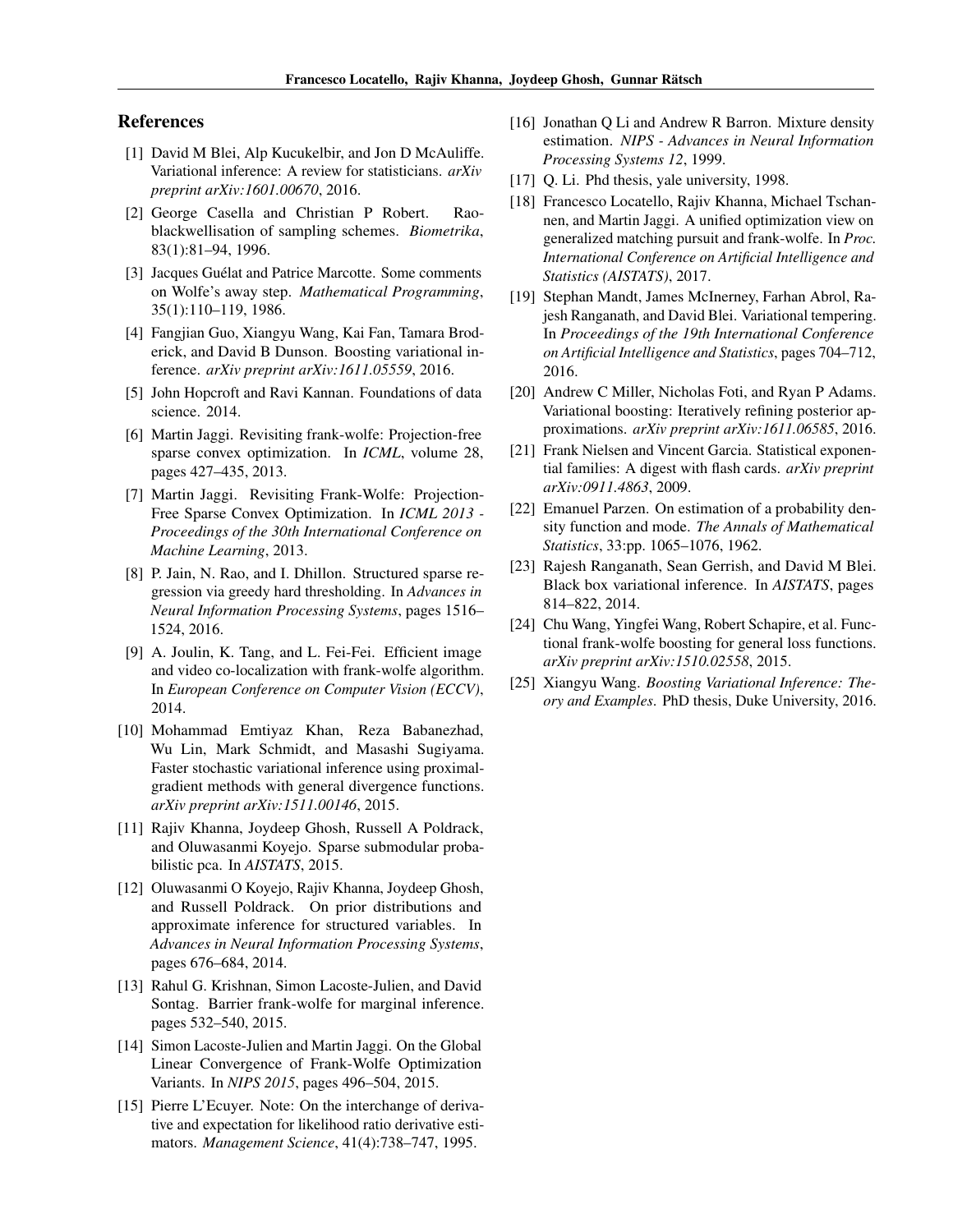## References

[1] David M Blei, Alp Kucukelbir, and Jon D McAuliffe. Variational inference: A review for statisticians. *arXiv preprint arXiv:1601.00670*, 2016.

[2] George Casella and Christian P Robert. Rao-blackwellisation of sampling schemes. *Biometrika*, 83(1):81–94, 1996.

[3] Jacques Guélat and Patrice Marcotte. Some comments on Wolfe's away step. *Mathematical Programming*, 35(1):110–119, 1986.

[4] Fangjian Guo, Xiangyu Wang, Kai Fan, Tamara Broderick, and David B Dunson. Boosting variational inference. *arXiv preprint arXiv:1611.05559*, 2016.

[5] John Hopcroft and Ravi Kannan. Foundations of data science. 2014.

[6] Martin Jaggi. Revisiting frank-wolfe: Projection-free sparse convex optimization. In *ICML*, volume 28, pages 427–435, 2013.

[7] Martin Jaggi. Revisiting Frank-Wolfe: Projection-Free Sparse Convex Optimization. In *ICML 2013 - Proceedings of the 30th International Conference on Machine Learning*, 2013.

[8] P. Jain, N. Rao, and I. Dhillon. Structured sparse regression via greedy hard thresholding. In *Advances in Neural Information Processing Systems*, pages 1516–1524, 2016.

[9] A. Joulin, K. Tang, and L. Fei-Fei. Efficient image and video co-localization with frank-wolfe algorithm. In *European Conference on Computer Vision (ECCV)*, 2014.

[10] Mohammad Emtiyaz Khan, Reza Babanezhad, Wu Lin, Mark Schmidt, and Masashi Sugiyama. Faster stochastic variational inference using proximal-gradient methods with general divergence functions. *arXiv preprint arXiv:1511.00146*, 2015.

[11] Rajiv Khanna, Joydeep Ghosh, Russell A Poldrack, and Oluwasanmi Koyejo. Sparse submodular probabilistic pca. In *AISTATS*, 2015.

[12] Oluwasanmi O Koyejo, Rajiv Khanna, Joydeep Ghosh, and Russell Poldrack. On prior distributions and approximate inference for structured variables. In *Advances in Neural Information Processing Systems*, pages 676–684, 2014.

[13] Rahul G. Krishnan, Simon Lacoste-Julien, and David Sontag. Barrier frank-wolfe for marginal inference. pages 532–540, 2015.

[14] Simon Lacoste-Julien and Martin Jaggi. On the Global Linear Convergence of Frank-Wolfe Optimization Variants. In *NIPS 2015*, pages 496–504, 2015.

[15] Pierre L'Ecuyer. Note: On the interchange of derivative and expectation for likelihood ratio derivative estimators. *Management Science*, 41(4):738–747, 1995.

[16] Jonathan Q Li and Andrew R Barron. Mixture density estimation. *NIPS - Advances in Neural Information Processing Systems 12*, 1999.

[17] Q. Li. Phd thesis, yale university, 1998.

[18] Francesco Locatello, Rajiv Khanna, Michael Tschannen, and Martin Jaggi. A unified optimization view on generalized matching pursuit and frank-wolfe. In *Proc. International Conference on Artificial Intelligence and Statistics (AISTATS)*, 2017.

[19] Stephan Mandt, James McInerney, Farhan Abrol, Rajesh Ranganath, and David Blei. Variational tempering. In *Proceedings of the 19th International Conference on Artificial Intelligence and Statistics*, pages 704–712, 2016.

[20] Andrew C Miller, Nicholas Foti, and Ryan P Adams. Variational boosting: Iteratively refining posterior approximations. *arXiv preprint arXiv:1611.06585*, 2016.

[21] Frank Nielsen and Vincent Garcia. Statistical exponential families: A digest with flash cards. *arXiv preprint arXiv:0911.4863*, 2009.

[22] Emanuel Parzen. On estimation of a probability density function and mode. *The Annals of Mathematical Statistics*, 33:pp. 1065–1076, 1962.

[23] Rajesh Ranganath, Sean Gerrish, and David M Blei. Black box variational inference. In *AISTATS*, pages 814–822, 2014.

[24] Chu Wang, Yingfei Wang, Robert Schapire, et al. Functional frank-wolfe boosting for general loss functions. *arXiv preprint arXiv:1510.02558*, 2015.

[25] Xiangyu Wang. *Boosting Variational Inference: Theory and Examples*. PhD thesis, Duke University, 2016.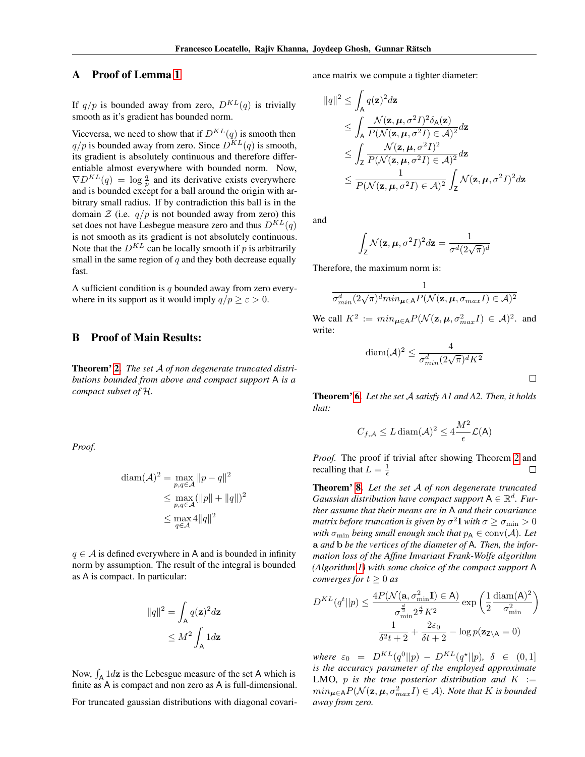## A Proof of Lemma 1

If $q/p$ is bounded away from zero, $D^{KL}(q)$ is trivially smooth as it's gradient has bounded norm.

Viceversa, we need to show that if $D^{KL}(q)$ is smooth then $q/p$ is bounded away from zero. Since $D^{KL}(q)$ is smooth, its gradient is absolutely continuous and therefore differentiable almost everywhere with bounded norm. Now, $\nabla D^{KL}(q) = \log \frac{q}{p}$ and its derivative exists everywhere and is bounded except for a ball around the origin with arbitrary small radius. If by contradiction this ball is in the domain $\mathcal{Z}$ (i.e. $q/p$ is not bounded away from zero) this set does not have Lesbegue measure zero and thus $D^{KL}(q)$ is not smooth as its gradient is not absolutely continuous. Note that the $D^{KL}$ can be locally smooth if $p$ is arbitrarily small in the same region of $q$ and they both decrease equally fast.

A sufficient condition is $q$ bounded away from zero everywhere in its support as it would imply $q/p \geq \varepsilon > 0$.

## B Proof of Main Results:

**Theorem' 2.** *The set $\mathcal{A}$ of non degenerate truncated distributions bounded from above and compact support $\mathsf{A}$ is a compact subset of $\mathcal{H}$.*

*Proof.*

$$
\begin{aligned}
\operatorname{diam}(\mathcal{A})^2 &= \max_{p,q\in\mathcal{A}} \|p-q\|^2 \\
&\leq \max_{p,q\in\mathcal{A}} (\|p\|+\|q\|)^2 \\
&\leq \max_{q\in\mathcal{A}} 4\|q\|^2
\end{aligned}
$$

$q \in \mathcal{A}$ is defined everywhere in $\mathsf{A}$ and is bounded in infinity norm by assumption. The result of the integral is bounded as $\mathsf{A}$ is compact. In particular:

$$
\begin{aligned}
\|q\|^2 &= \int_{\mathsf{A}} q(\mathbf{z})^2 d\mathbf{z} \\
&\leq M^2 \int_{\mathsf{A}} 1 d\mathbf{z}
\end{aligned}
$$

Now, $\int_{\mathsf{A}} 1 d\mathbf{z}$ is the Lebesgue measure of the set $\mathsf{A}$ which is finite as $\mathsf{A}$ is compact and non zero as $\mathsf{A}$ is full-dimensional.

For truncated gaussian distributions with diagonal covariance matrix we compute a tighter diameter:

$$
\begin{aligned}
\|q\|^2 &\leq \int_{\mathsf{A}} q(\mathbf{z})^2 d\mathbf{z} \\
&\leq \int_{\mathsf{A}} \frac{\mathcal{N}(\mathbf{z},\boldsymbol{\mu},\sigma^2 I)^2 \delta_{\mathsf{A}}(\mathbf{z})}{P(\mathcal{N}(\mathbf{z},\boldsymbol{\mu},\sigma^2 I)\in\mathcal{A})^2} d\mathbf{z} \\
&\leq \int_{\mathsf{Z}} \frac{\mathcal{N}(\mathbf{z},\boldsymbol{\mu},\sigma^2 I)^2}{P(\mathcal{N}(\mathbf{z},\boldsymbol{\mu},\sigma^2 I)\in\mathcal{A})^2} d\mathbf{z} \\
&\leq \frac{1}{P(\mathcal{N}(\mathbf{z},\boldsymbol{\mu},\sigma^2 I)\in\mathcal{A})^2} \int_{\mathsf{Z}} \mathcal{N}(\mathbf{z},\boldsymbol{\mu},\sigma^2 I)^2 d\mathbf{z}
\end{aligned}
$$

and

$$
\int_{\mathsf{Z}} \mathcal{N}(\mathbf{z},\boldsymbol{\mu},\sigma^2 I)^2 d\mathbf{z} = \frac{1}{\sigma^d (2\sqrt{\pi})^d}
$$

Therefore, the maximum norm is:

$$
\frac{1}{\sigma_{min}^d (2\sqrt{\pi})^d min_{\boldsymbol{\mu}\in\mathsf{A}} P(\mathcal{N}(\mathbf{z},\boldsymbol{\mu},\sigma_{max} I)\in\mathcal{A})^2}
$$

We call $K^2 := min_{\boldsymbol{\mu}\in\mathsf{A}} P(\mathcal{N}(\mathbf{z},\boldsymbol{\mu},\sigma_{max}^2 I)\in\mathcal{A})^2$. and write:

$$
\operatorname{diam}(\mathcal{A})^2 \leq \frac{4}{\sigma_{min}^d (2\sqrt{\pi})^d K^2}
$$

□

**Theorem' 6.** *Let the set $\mathcal{A}$ satisfy A1 and A2. Then, it holds that:*

$$
C_{f,\mathcal{A}} \leq L \operatorname{diam}(\mathcal{A})^2 \leq 4\frac{M^2}{\epsilon}\mathcal{L}(\mathsf{A})
$$

*Proof.* The proof if trivial after showing Theorem 2 and recalling that $L = \frac{1}{\epsilon}$ □

**Theorem' 8.** *Let the set $\mathcal{A}$ of non degenerate truncated Gaussian distribution have compact support $\mathsf{A} \in \mathbb{R}^d$. Further assume that their means are in $\mathsf{A}$ and their covariance matrix before truncation is given by $\sigma^2\mathbf{I}$ with $\sigma \geq \sigma_{\min} > 0$ with $\sigma_{\min}$ being small enough such that $p_{\mathsf{A}} \in \operatorname{conv}(\mathcal{A})$. Let $\mathbf{a}$ and $\mathbf{b}$ be the vertices of the diameter of $\mathsf{A}$. Then, the information loss of the Affine Invariant Frank-Wolfe algorithm (Algorithm 1) with some choice of the compact support $\mathsf{A}$ converges for $t \geq 0$ as*

$$
D^{KL}(q^t||p) \leq \frac{4P(\mathcal{N}(\mathbf{a},\sigma_{\min}^2\mathbf{I})\in\mathsf{A})}{\sigma_{\min}^{\frac{d}{2}} 2^{\frac{d}{2}} K^2} \exp\left(\frac{1}{2}\frac{\operatorname{diam}(\mathsf{A})^2}{\sigma_{\min}^2}\right) \frac{1}{\delta^2 t + 2} + \frac{2\varepsilon_0}{\delta t + 2} - \log p(\mathbf{z}_{\mathsf{Z}\setminus\mathsf{A}} = 0)
$$

*where $\varepsilon_0 = D^{KL}(q^0||p) - D^{KL}(q^\star||p)$, $\delta \in (0,1]$ is the accuracy parameter of the employed approximate LMO, $p$ is the true posterior distribution and $K := min_{\boldsymbol{\mu}\in\mathsf{A}} P(\mathcal{N}(\mathbf{z},\boldsymbol{\mu},\sigma_{max}^2 I)\in\mathcal{A})$. Note that $K$ is bounded away from zero.*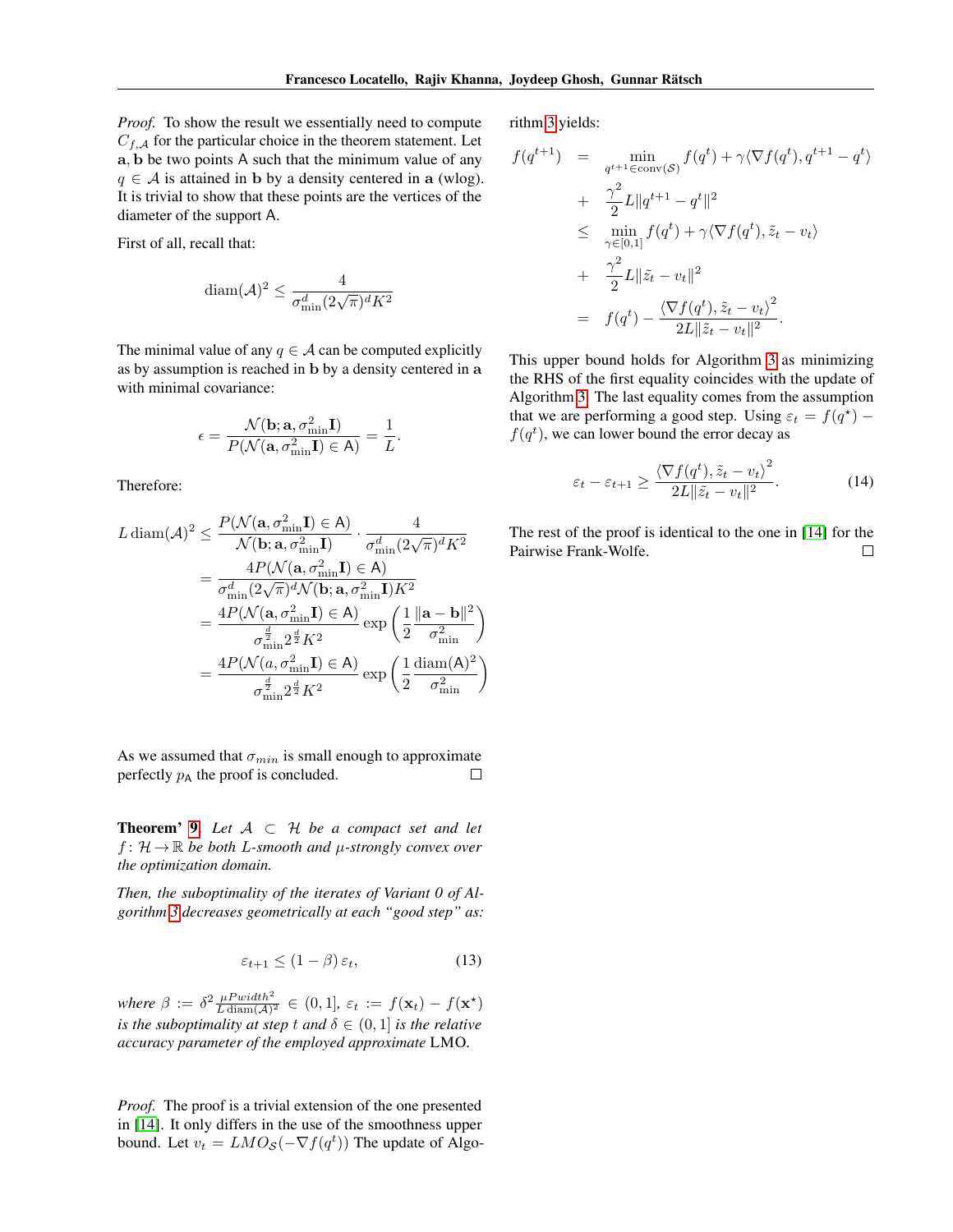*Proof.* To show the result we essentially need to compute $C_{f,\mathcal{A}}$ for the particular choice in the theorem statement. Let $\mathbf{a}, \mathbf{b}$ be two points A such that the minimum value of any $q \in \mathcal{A}$ is attained in $\mathbf{b}$ by a density centered in $\mathbf{a}$ (wlog). It is trivial to show that these points are the vertices of the diameter of the support A.

First of all, recall that:

$$\operatorname{diam}(\mathcal{A})^2 \leq \frac{4}{\sigma_{\min}^d (2\sqrt{\pi})^d K^2}$$

The minimal value of any $q \in \mathcal{A}$ can be computed explicitly as by assumption is reached in $\mathbf{b}$ by a density centered in $\mathbf{a}$ with minimal covariance:

$$\epsilon = \frac{\mathcal{N}(\mathbf{b}; \mathbf{a}, \sigma_{\min}^2 \mathbf{I})}{P(\mathcal{N}(\mathbf{a}, \sigma_{\min}^2 \mathbf{I}) \in \mathsf{A})} = \frac{1}{L}.$$

Therefore:

$$\begin{aligned}
L \operatorname{diam}(\mathcal{A})^2 &\leq \frac{P(\mathcal{N}(\mathbf{a}, \sigma_{\min}^2 \mathbf{I}) \in \mathsf{A})}{\mathcal{N}(\mathbf{b}; \mathbf{a}, \sigma_{\min}^2 \mathbf{I})} \cdot \frac{4}{\sigma_{\min}^d (2\sqrt{\pi})^d K^2} \\
&= \frac{4 P(\mathcal{N}(\mathbf{a}, \sigma_{\min}^2 \mathbf{I}) \in \mathsf{A})}{\sigma_{\min}^d (2\sqrt{\pi})^d \mathcal{N}(\mathbf{b}; \mathbf{a}, \sigma_{\min}^2 \mathbf{I}) K^2} \\
&= \frac{4 P(\mathcal{N}(\mathbf{a}, \sigma_{\min}^2 \mathbf{I}) \in \mathsf{A})}{\sigma_{\min}^{\frac{d}{2}} 2^{\frac{d}{2}} K^2} \exp\left(\frac{1}{2} \frac{\|\mathbf{a} - \mathbf{b}\|^2}{\sigma_{\min}^2}\right) \\
&= \frac{4 P(\mathcal{N}(a, \sigma_{\min}^2 \mathbf{I}) \in \mathsf{A})}{\sigma_{\min}^{\frac{d}{2}} 2^{\frac{d}{2}} K^2} \exp\left(\frac{1}{2} \frac{\operatorname{diam}(\mathsf{A})^2}{\sigma_{\min}^2}\right)
\end{aligned}$$

As we assumed that $\sigma_{min}$ is small enough to approximate perfectly $p_{\mathsf{A}}$ the proof is concluded. □

**Theorem' 9.** *Let $\mathcal{A} \subset \mathcal{H}$ be a compact set and let $f\colon \mathcal{H} \to \mathbb{R}$ be both $L$-smooth and $\mu$-strongly convex over the optimization domain.*

*Then, the suboptimality of the iterates of Variant 0 of Algorithm 3 decreases geometrically at each "good step" as:*

$$\varepsilon_{t+1} \leq (1 - \beta)\, \varepsilon_t, \tag{13}$$

*where $\beta := \delta^2 \frac{\mu Pwidth^2}{L \operatorname{diam}(\mathcal{A})^2} \in (0, 1]$, $\varepsilon_t := f(\mathbf{x}_t) - f(\mathbf{x}^\star)$ is the suboptimality at step $t$ and $\delta \in (0, 1]$ is the relative accuracy parameter of the employed approximate* LMO.

*Proof.* The proof is a trivial extension of the one presented in [14]. It only differs in the use of the smoothness upper bound. Let $v_t = LMO_{\mathcal{S}}(-\nabla f(q^t))$ The update of Algorithm 3 yields:

$$\begin{aligned}
f(q^{t+1}) &= \min_{q^{t+1} \in \operatorname{conv}(\mathcal{S})} f(q^t) + \gamma \langle \nabla f(q^t), q^{t+1} - q^t \rangle \\
&+ \frac{\gamma^2}{2} L \|q^{t+1} - q^t\|^2 \\
&\leq \min_{\gamma \in [0,1]} f(q^t) + \gamma \langle \nabla f(q^t), \tilde{z}_t - v_t \rangle \\
&+ \frac{\gamma^2}{2} L \|\tilde{z}_t - v_t\|^2 \\
&= f(q^t) - \frac{\langle \nabla f(q^t), \tilde{z}_t - v_t \rangle^2}{2L \|\tilde{z}_t - v_t\|^2}.
\end{aligned}$$

This upper bound holds for Algorithm 3 as minimizing the RHS of the first equality coincides with the update of Algorithm 3. The last equality comes from the assumption that we are performing a good step. Using $\varepsilon_t = f(q^\star) - f(q^t)$, we can lower bound the error decay as

$$\varepsilon_t - \varepsilon_{t+1} \geq \frac{\langle \nabla f(q^t), \tilde{z}_t - v_t \rangle^2}{2L \|\tilde{z}_t - v_t\|^2}. \tag{14}$$

The rest of the proof is identical to the one in [14] for the Pairwise Frank-Wolfe. □